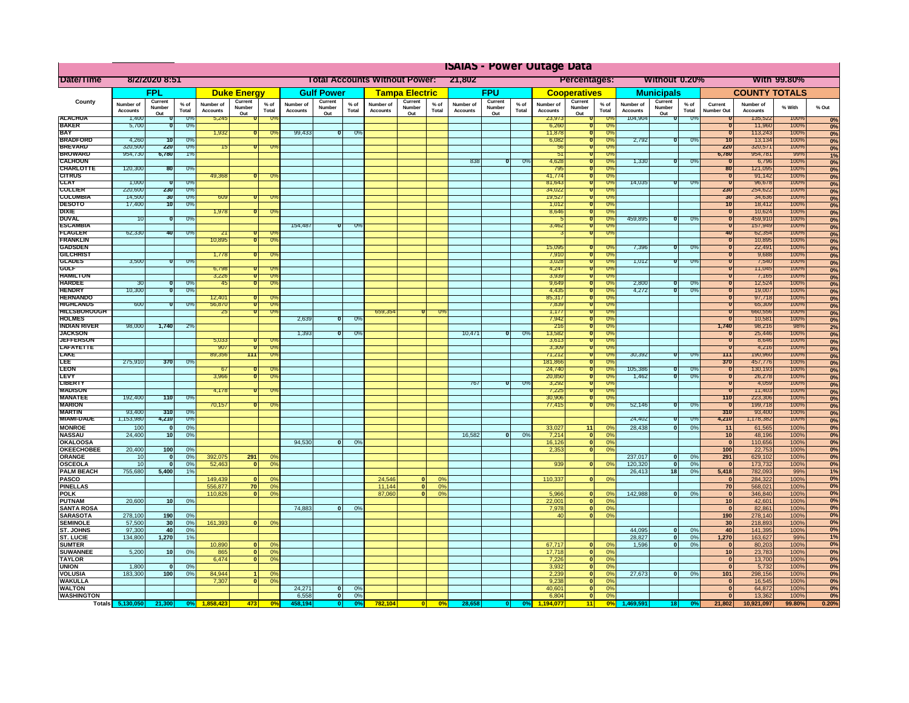# ISAIAS - Power Outage Data

| Date/Time | 8/2/2020 8:51 | Total Accounts Without Power: | 21,802 | Percentages: | Without 0.20% | With 99.80% |
|---|---|---|---|---|---|---|

| County | FPL | | | Duke Energy | | | Gulf Power | | | Tampa Electric | | | FPU | | | Cooperatives | | | Municipals | | | COUNTY TOTALS | | | |
|---|---|---|---|---|---|---|---|---|---|---|---|---|---|---|---|---|---|---|---|---|---|---|---|---|---|
| | Number of Accounts | Current Number Out | % of Total | Number of Accounts | Current Number Out | % of Total | Number of Accounts | Current Number Out | % of Total | Number of Accounts | Current Number Out | % of Total | Number of Accounts | Current Number Out | % of Total | Number of Accounts | Current Number Out | % of Total | Number of Accounts | Current Number Out | % of Total | Current Number Out | Number of Accounts | % With | % Out |
| ALACHUA | 1,400 | 0 | 0% | 5,245 | 0 | 0% | | | | | | | | | | 23,973 | 0 | 0% | 104,904 | 0 | 0% | 0 | 135,522 | 100% | 0% |
| BAKER | 5,700 | 0 | 0% | | | | | | | | | | | | | 6,260 | 0 | 0% | | | | 0 | 11,960 | 100% | 0% |
| BAY | | | | 1,932 | 0 | 0% | 99,433 | 0 | 0% | | | | | | | 11,878 | 0 | 0% | | | | 0 | 113,243 | 100% | 0% |
| BRADFORD | 4,260 | 10 | 0% | | | | | | | | | | | | | 6,082 | 0 | 0% | 2,792 | 0 | 0% | 10 | 13,134 | 100% | 0% |
| BREVARD | 320,500 | 220 | 0% | 15 | 0 | 0% | | | | | | | | | | 56 | 0 | 0% | | | | 220 | 320,571 | 100% | 0% |
| BROWARD | 954,730 | 6,780 | 1% | | | | | | | | | | | | | 51 | 0 | 0% | | | | 6,780 | 954,781 | 99% | 1% |
| CALHOUN | | | | | | | | | | | | | 838 | 0 | 0% | 4,628 | 0 | 0% | 1,330 | 0 | 0% | 0 | 6,796 | 100% | 0% |
| CHARLOTTE | 120,300 | 80 | 0% | | | | | | | | | | | | | 795 | 0 | 0% | | | | 80 | 121,095 | 100% | 0% |
| CITRUS | | | | 49,368 | 0 | 0% | | | | | | | | | | 41,774 | 0 | 0% | | | | 0 | 91,142 | 100% | 0% |
| CLAY | 1,000 | 0 | 0% | | | | | | | | | | | | | 81,643 | 0 | 0% | 14,035 | 0 | 0% | 0 | 96,678 | 100% | 0% |
| COLLIER | 220,600 | 230 | 0% | | | | | | | | | | | | | 34,022 | 0 | 0% | | | | 230 | 254,622 | 100% | 0% |
| COLUMBIA | 14,500 | 30 | 0% | 609 | 0 | 0% | | | | | | | | | | 19,527 | 0 | 0% | | | | 30 | 34,636 | 100% | 0% |
| DESOTO | 17,400 | 10 | 0% | | | | | | | | | | | | | 1,012 | 0 | 0% | | | | 10 | 18,412 | 100% | 0% |
| DIXIE | | | | 1,978 | 0 | 0% | | | | | | | | | | 8,646 | 0 | 0% | | | | 0 | 10,624 | 100% | 0% |
| DUVAL | 10 | 0 | 0% | | | | | | | | | | | | | 5 | 0 | 0% | 459,895 | 0 | 0% | 0 | 459,910 | 100% | 0% |
| ESCAMBIA | | | | | | | 154,487 | 0 | 0% | | | | | | | 3,462 | 0 | 0% | | | | 0 | 157,949 | 100% | 0% |
| FLAGLER | 62,330 | 40 | 0% | 21 | 0 | 0% | | | | | | | | | | 3 | 0 | 0% | | | | 40 | 62,354 | 100% | 0% |
| FRANKLIN | | | | 10,895 | 0 | 0% | | | | | | | | | | | | | | | | 0 | 10,895 | 100% | 0% |
| GADSDEN | | | | | | | | | | | | | | | | 15,095 | 0 | 0% | 7,396 | 0 | 0% | 0 | 22,491 | 100% | 0% |
| GILCHRIST | | | | 1,778 | 0 | 0% | | | | | | | | | | 7,910 | 0 | 0% | | | | 0 | 9,688 | 100% | 0% |
| GLADES | 3,500 | 0 | 0% | | | | | | | | | | | | | 3,028 | 0 | 0% | 1,012 | 0 | 0% | 0 | 7,540 | 100% | 0% |
| GULF | | | | 6,798 | 0 | 0% | | | | | | | | | | 4,247 | 0 | 0% | | | | 0 | 11,045 | 100% | 0% |
| HAMILTON | | | | 3,226 | 0 | 0% | | | | | | | | | | 3,939 | 0 | 0% | | | | 0 | 7,165 | 100% | 0% |
| HARDEE | 30 | 0 | 0% | 45 | 0 | 0% | | | | | | | | | | 9,649 | 0 | 0% | 2,800 | 0 | 0% | 0 | 12,524 | 100% | 0% |
| HENDRY | 10,300 | 0 | 0% | | | | | | | | | | | | | 4,435 | 0 | 0% | 4,272 | 0 | 0% | 0 | 19,007 | 100% | 0% |
| HERNANDO | | | | 12,401 | 0 | 0% | | | | | | | | | | 85,317 | 0 | 0% | | | | 0 | 97,718 | 100% | 0% |
| HIGHLANDS | 600 | 0 | 0% | 56,870 | 0 | 0% | | | | | | | | | | 7,839 | 0 | 0% | | | | 0 | 65,309 | 100% | 0% |
| HILLSBOROUGH | | | | 25 | 0 | 0% | | | | 659,354 | 0 | 0% | | | | 1,177 | 0 | 0% | | | | 0 | 660,556 | 100% | 0% |
| HOLMES | | | | | | | 2,639 | 0 | 0% | | | | | | | 7,942 | 0 | 0% | | | | 0 | 10,581 | 100% | 0% |
| INDIAN RIVER | 98,000 | 1,740 | 2% | | | | | | | | | | | | | 216 | 0 | 0% | | | | 1,740 | 98,216 | 98% | 2% |
| JACKSON | | | | | | | 1,393 | 0 | 0% | | | | 10,471 | 0 | 0% | 13,582 | 0 | 0% | | | | 0 | 25,446 | 100% | 0% |
| JEFFERSON | | | | 5,033 | 0 | 0% | | | | | | | | | | 3,613 | 0 | 0% | | | | 0 | 8,646 | 100% | 0% |
| LAFAYETTE | | | | 907 | 0 | 0% | | | | | | | | | | 3,309 | 0 | 0% | | | | 0 | 4,216 | 100% | 0% |
| LAKE | | | | 89,356 | 111 | 0% | | | | | | | | | | 71,212 | 0 | 0% | 30,392 | 0 | 0% | 111 | 190,960 | 100% | 0% |
| LEE | 275,910 | 370 | 0% | | | | | | | | | | | | | 181,866 | 0 | 0% | | | | 370 | 457,776 | 100% | 0% |
| LEON | | | | 67 | 0 | 0% | | | | | | | | | | 24,740 | 0 | 0% | 105,386 | 0 | 0% | 0 | 130,193 | 100% | 0% |
| LEVY | | | | 3,966 | 0 | 0% | | | | | | | | | | 20,850 | 0 | 0% | 1,462 | 0 | 0% | 0 | 26,278 | 100% | 0% |
| LIBERTY | | | | | | | | | | | | | 767 | 0 | 0% | 3,292 | 0 | 0% | | | | 0 | 4,059 | 100% | 0% |
| MADISON | | | | 4,178 | 0 | 0% | | | | | | | | | | 7,225 | 0 | 0% | | | | 0 | 11,403 | 100% | 0% |
| MANATEE | 192,400 | 110 | 0% | | | | | | | | | | | | | 30,906 | 0 | 0% | | | | 110 | 223,306 | 100% | 0% |
| MARION | | | | 70,157 | 0 | 0% | | | | | | | | | | 77,415 | 0 | 0% | 52,146 | 0 | 0% | 0 | 199,718 | 100% | 0% |
| MARTIN | 93,400 | 310 | 0% | | | | | | | | | | | | | | | | | | | 310 | 93,400 | 100% | 0% |
| MIAMI-DADE | 1,153,980 | 4,210 | 0% | | | | | | | | | | | | | | | | 24,402 | 0 | 0% | 4,210 | 1,178,382 | 100% | 0% |
| MONROE | 100 | 0 | 0% | | | | | | | | | | | | | 33,027 | 11 | 0% | 28,438 | 0 | 0% | 11 | 61,565 | 100% | 0% |
| NASSAU | 24,400 | 10 | 0% | | | | | | | | | | 16,582 | 0 | 0% | 7,214 | 0 | 0% | | | | 10 | 48,196 | 100% | 0% |
| OKALOOSA | | | | | | | 94,530 | 0 | 0% | | | | | | | 16,126 | 0 | 0% | | | | 0 | 110,656 | 100% | 0% |
| OKEECHOBEE | 20,400 | 100 | 0% | | | | | | | | | | | | | 2,353 | 0 | 0% | | | | 100 | 22,753 | 100% | 0% |
| ORANGE | 10 | 0 | 0% | 392,075 | 291 | 0% | | | | | | | | | | | | | 237,017 | 0 | 0% | 291 | 629,102 | 100% | 0% |
| OSCEOLA | 10 | 0 | 0% | 52,463 | 0 | 0% | | | | | | | | | | 939 | 0 | 0% | 120,320 | 0 | 0% | 0 | 173,732 | 100% | 0% |
| PALM BEACH | 755,680 | 5,400 | 1% | | | | | | | | | | | | | | | | 26,413 | 18 | 0% | 5,418 | 782,093 | 99% | 1% |
| PASCO | | | | 149,439 | 0 | 0% | | | | 24,546 | 0 | 0% | | | | 110,337 | 0 | 0% | | | | 0 | 284,322 | 100% | 0% |
| PINELLAS | | | | 556,877 | 70 | 0% | | | | 11,144 | 0 | 0% | | | | | | | | | | 70 | 568,021 | 100% | 0% |
| POLK | | | | 110,826 | 0 | 0% | | | | 87,060 | 0 | 0% | | | | 5,966 | 0 | 0% | 142,988 | 0 | 0% | 0 | 346,840 | 100% | 0% |
| PUTNAM | 20,600 | 10 | 0% | | | | | | | | | | | | | 22,001 | 0 | 0% | | | | 10 | 42,601 | 100% | 0% |
| SANTA ROSA | | | | | | | 74,883 | 0 | 0% | | | | | | | 7,978 | 0 | 0% | | | | 0 | 82,861 | 100% | 0% |
| SARASOTA | 278,100 | 190 | 0% | | | | | | | | | | | | | 40 | 0 | 0% | | | | 190 | 278,140 | 100% | 0% |
| SEMINOLE | 57,500 | 30 | 0% | 161,393 | 0 | 0% | | | | | | | | | | | | | | | | 30 | 218,893 | 100% | 0% |
| ST. JOHNS | 97,300 | 40 | 0% | | | | | | | | | | | | | | | | 44,095 | 0 | 0% | 40 | 141,395 | 100% | 0% |
| ST. LUCIE | 134,800 | 1,270 | 1% | | | | | | | | | | | | | | | | 28,827 | 0 | 0% | 1,270 | 163,627 | 99% | 1% |
| SUMTER | | | | 10,890 | 0 | 0% | | | | | | | | | | 67,717 | 0 | 0% | 1,596 | 0 | 0% | 0 | 80,203 | 100% | 0% |
| SUWANNEE | 5,200 | 10 | 0% | 865 | 0 | 0% | | | | | | | | | | 17,718 | 0 | 0% | | | | 10 | 23,783 | 100% | 0% |
| TAYLOR | | | | 6,474 | 0 | 0% | | | | | | | | | | 7,226 | 0 | 0% | | | | 0 | 13,700 | 100% | 0% |
| UNION | 1,800 | 0 | 0% | | | | | | | | | | | | | 3,932 | 0 | 0% | | | | 0 | 5,732 | 100% | 0% |
| VOLUSIA | 183,300 | 100 | 0% | 84,944 | 1 | 0% | | | | | | | | | | 2,239 | 0 | 0% | 27,673 | 0 | 0% | 101 | 298,156 | 100% | 0% |
| WAKULLA | | | | 7,307 | 0 | 0% | | | | | | | | | | 9,238 | 0 | 0% | | | | 0 | 16,545 | 100% | 0% |
| WALTON | | | | | | | 24,271 | 0 | 0% | | | | | | | 40,601 | 0 | 0% | | | | 0 | 64,872 | 100% | 0% |
| WASHINGTON | | | | | | | 6,558 | 0 | 0% | | | | | | | 6,804 | 0 | 0% | | | | 0 | 13,362 | 100% | 0% |
| Totals | 5,130,050 | 21,300 | 0% | 1,858,423 | 473 | 0% | 458,194 | 0 | 0% | 782,104 | 0 | 0% | 28,658 | 0 | 0% | 1,194,077 | 11 | 0% | 1,469,591 | 18 | 0% | 21,802 | 10,921,097 | 99.80% | 0.20% |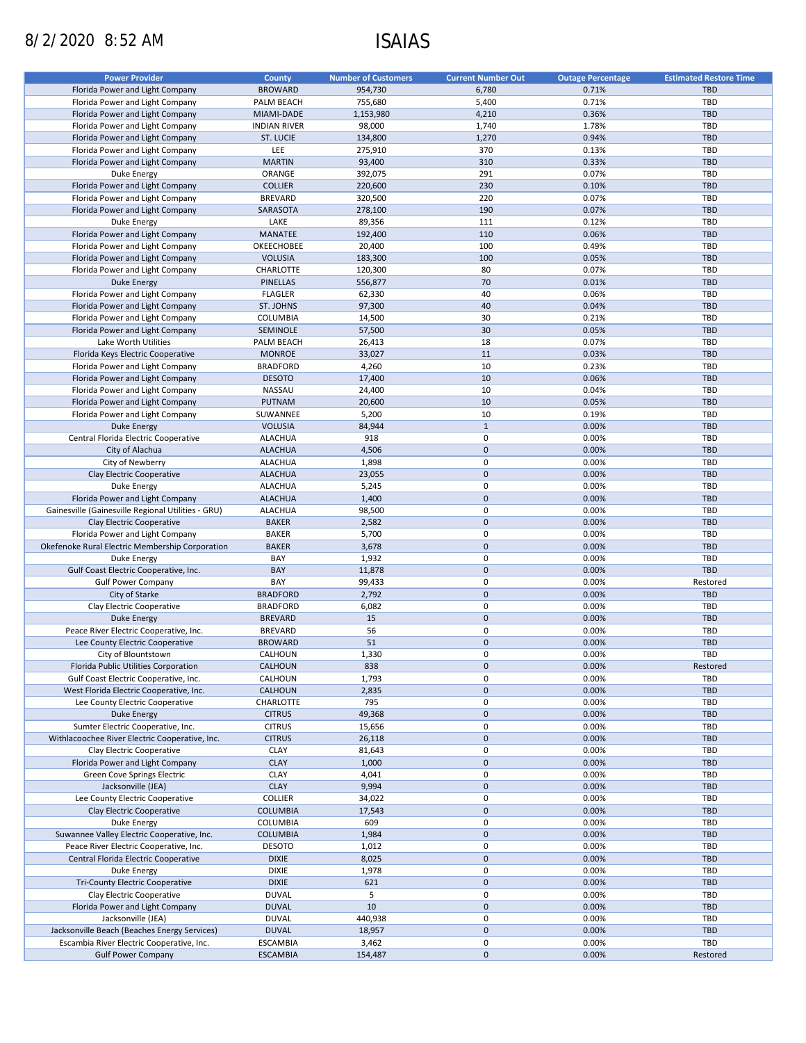8/2/2020 8:52 AM

# ISAIAS

| Power Provider | County | Number of Customers | Current Number Out | Outage Percentage | Estimated Restore Time |
|---|---|---|---|---|---|
| Florida Power and Light Company | BROWARD | 954,730 | 6,780 | 0.71% | TBD |
| Florida Power and Light Company | PALM BEACH | 755,680 | 5,400 | 0.71% | TBD |
| Florida Power and Light Company | MIAMI-DADE | 1,153,980 | 4,210 | 0.36% | TBD |
| Florida Power and Light Company | INDIAN RIVER | 98,000 | 1,740 | 1.78% | TBD |
| Florida Power and Light Company | ST. LUCIE | 134,800 | 1,270 | 0.94% | TBD |
| Florida Power and Light Company | LEE | 275,910 | 370 | 0.13% | TBD |
| Florida Power and Light Company | MARTIN | 93,400 | 310 | 0.33% | TBD |
| Duke Energy | ORANGE | 392,075 | 291 | 0.07% | TBD |
| Florida Power and Light Company | COLLIER | 220,600 | 230 | 0.10% | TBD |
| Florida Power and Light Company | BREVARD | 320,500 | 220 | 0.07% | TBD |
| Florida Power and Light Company | SARASOTA | 278,100 | 190 | 0.07% | TBD |
| Duke Energy | LAKE | 89,356 | 111 | 0.12% | TBD |
| Florida Power and Light Company | MANATEE | 192,400 | 110 | 0.06% | TBD |
| Florida Power and Light Company | OKEECHOBEE | 20,400 | 100 | 0.49% | TBD |
| Florida Power and Light Company | VOLUSIA | 183,300 | 100 | 0.05% | TBD |
| Florida Power and Light Company | CHARLOTTE | 120,300 | 80 | 0.07% | TBD |
| Duke Energy | PINELLAS | 556,877 | 70 | 0.01% | TBD |
| Florida Power and Light Company | FLAGLER | 62,330 | 40 | 0.06% | TBD |
| Florida Power and Light Company | ST. JOHNS | 97,300 | 40 | 0.04% | TBD |
| Florida Power and Light Company | COLUMBIA | 14,500 | 30 | 0.21% | TBD |
| Florida Power and Light Company | SEMINOLE | 57,500 | 30 | 0.05% | TBD |
| Lake Worth Utilities | PALM BEACH | 26,413 | 18 | 0.07% | TBD |
| Florida Keys Electric Cooperative | MONROE | 33,027 | 11 | 0.03% | TBD |
| Florida Power and Light Company | BRADFORD | 4,260 | 10 | 0.23% | TBD |
| Florida Power and Light Company | DESOTO | 17,400 | 10 | 0.06% | TBD |
| Florida Power and Light Company | NASSAU | 24,400 | 10 | 0.04% | TBD |
| Florida Power and Light Company | PUTNAM | 20,600 | 10 | 0.05% | TBD |
| Florida Power and Light Company | SUWANNEE | 5,200 | 10 | 0.19% | TBD |
| Duke Energy | VOLUSIA | 84,944 | 1 | 0.00% | TBD |
| Central Florida Electric Cooperative | ALACHUA | 918 | 0 | 0.00% | TBD |
| City of Alachua | ALACHUA | 4,506 | 0 | 0.00% | TBD |
| City of Newberry | ALACHUA | 1,898 | 0 | 0.00% | TBD |
| Clay Electric Cooperative | ALACHUA | 23,055 | 0 | 0.00% | TBD |
| Duke Energy | ALACHUA | 5,245 | 0 | 0.00% | TBD |
| Florida Power and Light Company | ALACHUA | 1,400 | 0 | 0.00% | TBD |
| Gainesville (Gainesville Regional Utilities - GRU) | ALACHUA | 98,500 | 0 | 0.00% | TBD |
| Clay Electric Cooperative | BAKER | 2,582 | 0 | 0.00% | TBD |
| Florida Power and Light Company | BAKER | 5,700 | 0 | 0.00% | TBD |
| Okefenoke Rural Electric Membership Corporation | BAKER | 3,678 | 0 | 0.00% | TBD |
| Duke Energy | BAY | 1,932 | 0 | 0.00% | TBD |
| Gulf Coast Electric Cooperative, Inc. | BAY | 11,878 | 0 | 0.00% | TBD |
| Gulf Power Company | BAY | 99,433 | 0 | 0.00% | Restored |
| City of Starke | BRADFORD | 2,792 | 0 | 0.00% | TBD |
| Clay Electric Cooperative | BRADFORD | 6,082 | 0 | 0.00% | TBD |
| Duke Energy | BREVARD | 15 | 0 | 0.00% | TBD |
| Peace River Electric Cooperative, Inc. | BREVARD | 56 | 0 | 0.00% | TBD |
| Lee County Electric Cooperative | BROWARD | 51 | 0 | 0.00% | TBD |
| City of Blountstown | CALHOUN | 1,330 | 0 | 0.00% | TBD |
| Florida Public Utilities Corporation | CALHOUN | 838 | 0 | 0.00% | Restored |
| Gulf Coast Electric Cooperative, Inc. | CALHOUN | 1,793 | 0 | 0.00% | TBD |
| West Florida Electric Cooperative, Inc. | CALHOUN | 2,835 | 0 | 0.00% | TBD |
| Lee County Electric Cooperative | CHARLOTTE | 795 | 0 | 0.00% | TBD |
| Duke Energy | CITRUS | 49,368 | 0 | 0.00% | TBD |
| Sumter Electric Cooperative, Inc. | CITRUS | 15,656 | 0 | 0.00% | TBD |
| Withlacoochee River Electric Cooperative, Inc. | CITRUS | 26,118 | 0 | 0.00% | TBD |
| Clay Electric Cooperative | CLAY | 81,643 | 0 | 0.00% | TBD |
| Florida Power and Light Company | CLAY | 1,000 | 0 | 0.00% | TBD |
| Green Cove Springs Electric | CLAY | 4,041 | 0 | 0.00% | TBD |
| Jacksonville (JEA) | CLAY | 9,994 | 0 | 0.00% | TBD |
| Lee County Electric Cooperative | COLLIER | 34,022 | 0 | 0.00% | TBD |
| Clay Electric Cooperative | COLUMBIA | 17,543 | 0 | 0.00% | TBD |
| Duke Energy | COLUMBIA | 609 | 0 | 0.00% | TBD |
| Suwannee Valley Electric Cooperative, Inc. | COLUMBIA | 1,984 | 0 | 0.00% | TBD |
| Peace River Electric Cooperative, Inc. | DESOTO | 1,012 | 0 | 0.00% | TBD |
| Central Florida Electric Cooperative | DIXIE | 8,025 | 0 | 0.00% | TBD |
| Duke Energy | DIXIE | 1,978 | 0 | 0.00% | TBD |
| Tri-County Electric Cooperative | DIXIE | 621 | 0 | 0.00% | TBD |
| Clay Electric Cooperative | DUVAL | 5 | 0 | 0.00% | TBD |
| Florida Power and Light Company | DUVAL | 10 | 0 | 0.00% | TBD |
| Jacksonville (JEA) | DUVAL | 440,938 | 0 | 0.00% | TBD |
| Jacksonville Beach (Beaches Energy Services) | DUVAL | 18,957 | 0 | 0.00% | TBD |
| Escambia River Electric Cooperative, Inc. | ESCAMBIA | 3,462 | 0 | 0.00% | TBD |
| Gulf Power Company | ESCAMBIA | 154,487 | 0 | 0.00% | Restored |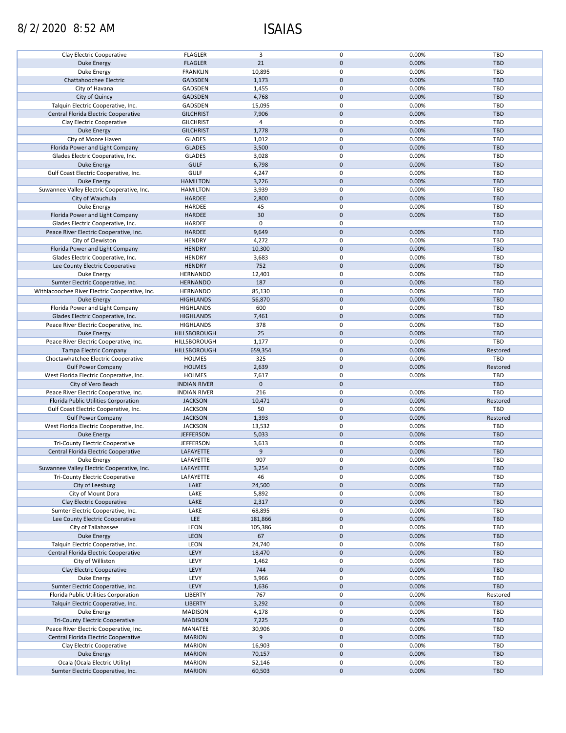# ISAIAS

8/2/2020 8:52 AM

| | | | | | |
|---|---|---|---|---|---|
| Clay Electric Cooperative | FLAGLER | 3 | 0 | 0.00% | TBD |
| Duke Energy | FLAGLER | 21 | 0 | 0.00% | TBD |
| Duke Energy | FRANKLIN | 10,895 | 0 | 0.00% | TBD |
| Chattahoochee Electric | GADSDEN | 1,173 | 0 | 0.00% | TBD |
| City of Havana | GADSDEN | 1,455 | 0 | 0.00% | TBD |
| City of Quincy | GADSDEN | 4,768 | 0 | 0.00% | TBD |
| Talquin Electric Cooperative, Inc. | GADSDEN | 15,095 | 0 | 0.00% | TBD |
| Central Florida Electric Cooperative | GILCHRIST | 7,906 | 0 | 0.00% | TBD |
| Clay Electric Cooperative | GILCHRIST | 4 | 0 | 0.00% | TBD |
| Duke Energy | GILCHRIST | 1,778 | 0 | 0.00% | TBD |
| City of Moore Haven | GLADES | 1,012 | 0 | 0.00% | TBD |
| Florida Power and Light Company | GLADES | 3,500 | 0 | 0.00% | TBD |
| Glades Electric Cooperative, Inc. | GLADES | 3,028 | 0 | 0.00% | TBD |
| Duke Energy | GULF | 6,798 | 0 | 0.00% | TBD |
| Gulf Coast Electric Cooperative, Inc. | GULF | 4,247 | 0 | 0.00% | TBD |
| Duke Energy | HAMILTON | 3,226 | 0 | 0.00% | TBD |
| Suwannee Valley Electric Cooperative, Inc. | HAMILTON | 3,939 | 0 | 0.00% | TBD |
| City of Wauchula | HARDEE | 2,800 | 0 | 0.00% | TBD |
| Duke Energy | HARDEE | 45 | 0 | 0.00% | TBD |
| Florida Power and Light Company | HARDEE | 30 | 0 | 0.00% | TBD |
| Glades Electric Cooperative, Inc. | HARDEE | 0 | 0 | | TBD |
| Peace River Electric Cooperative, Inc. | HARDEE | 9,649 | 0 | 0.00% | TBD |
| City of Clewiston | HENDRY | 4,272 | 0 | 0.00% | TBD |
| Florida Power and Light Company | HENDRY | 10,300 | 0 | 0.00% | TBD |
| Glades Electric Cooperative, Inc. | HENDRY | 3,683 | 0 | 0.00% | TBD |
| Lee County Electric Cooperative | HENDRY | 752 | 0 | 0.00% | TBD |
| Duke Energy | HERNANDO | 12,401 | 0 | 0.00% | TBD |
| Sumter Electric Cooperative, Inc. | HERNANDO | 187 | 0 | 0.00% | TBD |
| Withlacoochee River Electric Cooperative, Inc. | HERNANDO | 85,130 | 0 | 0.00% | TBD |
| Duke Energy | HIGHLANDS | 56,870 | 0 | 0.00% | TBD |
| Florida Power and Light Company | HIGHLANDS | 600 | 0 | 0.00% | TBD |
| Glades Electric Cooperative, Inc. | HIGHLANDS | 7,461 | 0 | 0.00% | TBD |
| Peace River Electric Cooperative, Inc. | HIGHLANDS | 378 | 0 | 0.00% | TBD |
| Duke Energy | HILLSBOROUGH | 25 | 0 | 0.00% | TBD |
| Peace River Electric Cooperative, Inc. | HILLSBOROUGH | 1,177 | 0 | 0.00% | TBD |
| Tampa Electric Company | HILLSBOROUGH | 659,354 | 0 | 0.00% | Restored |
| Choctawhatchee Electric Cooperative | HOLMES | 325 | 0 | 0.00% | TBD |
| Gulf Power Company | HOLMES | 2,639 | 0 | 0.00% | Restored |
| West Florida Electric Cooperative, Inc. | HOLMES | 7,617 | 0 | 0.00% | TBD |
| City of Vero Beach | INDIAN RIVER | 0 | 0 | | TBD |
| Peace River Electric Cooperative, Inc. | INDIAN RIVER | 216 | 0 | 0.00% | TBD |
| Florida Public Utilities Corporation | JACKSON | 10,471 | 0 | 0.00% | Restored |
| Gulf Coast Electric Cooperative, Inc. | JACKSON | 50 | 0 | 0.00% | TBD |
| Gulf Power Company | JACKSON | 1,393 | 0 | 0.00% | Restored |
| West Florida Electric Cooperative, Inc. | JACKSON | 13,532 | 0 | 0.00% | TBD |
| Duke Energy | JEFFERSON | 5,033 | 0 | 0.00% | TBD |
| Tri-County Electric Cooperative | JEFFERSON | 3,613 | 0 | 0.00% | TBD |
| Central Florida Electric Cooperative | LAFAYETTE | 9 | 0 | 0.00% | TBD |
| Duke Energy | LAFAYETTE | 907 | 0 | 0.00% | TBD |
| Suwannee Valley Electric Cooperative, Inc. | LAFAYETTE | 3,254 | 0 | 0.00% | TBD |
| Tri-County Electric Cooperative | LAFAYETTE | 46 | 0 | 0.00% | TBD |
| City of Leesburg | LAKE | 24,500 | 0 | 0.00% | TBD |
| City of Mount Dora | LAKE | 5,892 | 0 | 0.00% | TBD |
| Clay Electric Cooperative | LAKE | 2,317 | 0 | 0.00% | TBD |
| Sumter Electric Cooperative, Inc. | LAKE | 68,895 | 0 | 0.00% | TBD |
| Lee County Electric Cooperative | LEE | 181,866 | 0 | 0.00% | TBD |
| City of Tallahassee | LEON | 105,386 | 0 | 0.00% | TBD |
| Duke Energy | LEON | 67 | 0 | 0.00% | TBD |
| Talquin Electric Cooperative, Inc. | LEON | 24,740 | 0 | 0.00% | TBD |
| Central Florida Electric Cooperative | LEVY | 18,470 | 0 | 0.00% | TBD |
| City of Williston | LEVY | 1,462 | 0 | 0.00% | TBD |
| Clay Electric Cooperative | LEVY | 744 | 0 | 0.00% | TBD |
| Duke Energy | LEVY | 3,966 | 0 | 0.00% | TBD |
| Sumter Electric Cooperative, Inc. | LEVY | 1,636 | 0 | 0.00% | TBD |
| Florida Public Utilities Corporation | LIBERTY | 767 | 0 | 0.00% | Restored |
| Talquin Electric Cooperative, Inc. | LIBERTY | 3,292 | 0 | 0.00% | TBD |
| Duke Energy | MADISON | 4,178 | 0 | 0.00% | TBD |
| Tri-County Electric Cooperative | MADISON | 7,225 | 0 | 0.00% | TBD |
| Peace River Electric Cooperative, Inc. | MANATEE | 30,906 | 0 | 0.00% | TBD |
| Central Florida Electric Cooperative | MARION | 9 | 0 | 0.00% | TBD |
| Clay Electric Cooperative | MARION | 16,903 | 0 | 0.00% | TBD |
| Duke Energy | MARION | 70,157 | 0 | 0.00% | TBD |
| Ocala (Ocala Electric Utility) | MARION | 52,146 | 0 | 0.00% | TBD |
| Sumter Electric Cooperative, Inc. | MARION | 60,503 | 0 | 0.00% | TBD |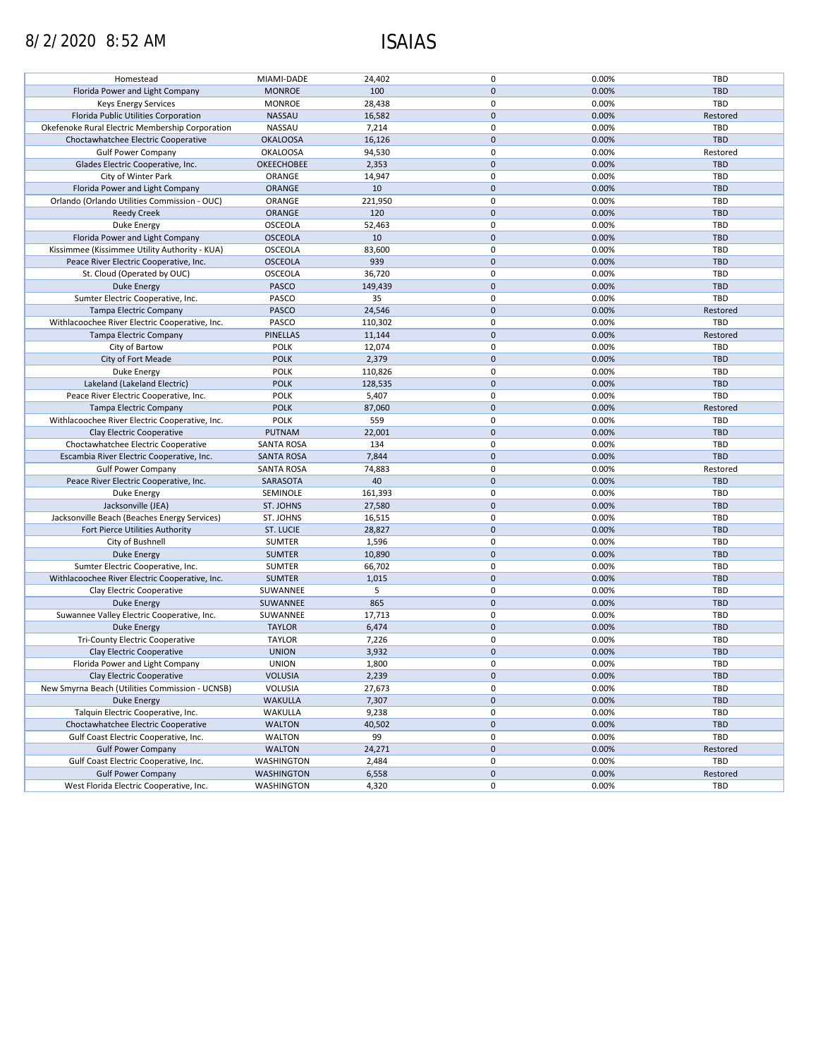8/2/2020 8:52 AM

# ISAIAS

| | | | | | |
|---|---|---|---|---|---|
| Homestead | MIAMI-DADE | 24,402 | 0 | 0.00% | TBD |
| Florida Power and Light Company | MONROE | 100 | 0 | 0.00% | TBD |
| Keys Energy Services | MONROE | 28,438 | 0 | 0.00% | TBD |
| Florida Public Utilities Corporation | NASSAU | 16,582 | 0 | 0.00% | Restored |
| Okefenoke Rural Electric Membership Corporation | NASSAU | 7,214 | 0 | 0.00% | TBD |
| Choctawhatchee Electric Cooperative | OKALOOSA | 16,126 | 0 | 0.00% | TBD |
| Gulf Power Company | OKALOOSA | 94,530 | 0 | 0.00% | Restored |
| Glades Electric Cooperative, Inc. | OKEECHOBEE | 2,353 | 0 | 0.00% | TBD |
| City of Winter Park | ORANGE | 14,947 | 0 | 0.00% | TBD |
| Florida Power and Light Company | ORANGE | 10 | 0 | 0.00% | TBD |
| Orlando (Orlando Utilities Commission - OUC) | ORANGE | 221,950 | 0 | 0.00% | TBD |
| Reedy Creek | ORANGE | 120 | 0 | 0.00% | TBD |
| Duke Energy | OSCEOLA | 52,463 | 0 | 0.00% | TBD |
| Florida Power and Light Company | OSCEOLA | 10 | 0 | 0.00% | TBD |
| Kissimmee (Kissimmee Utility Authority - KUA) | OSCEOLA | 83,600 | 0 | 0.00% | TBD |
| Peace River Electric Cooperative, Inc. | OSCEOLA | 939 | 0 | 0.00% | TBD |
| St. Cloud (Operated by OUC) | OSCEOLA | 36,720 | 0 | 0.00% | TBD |
| Duke Energy | PASCO | 149,439 | 0 | 0.00% | TBD |
| Sumter Electric Cooperative, Inc. | PASCO | 35 | 0 | 0.00% | TBD |
| Tampa Electric Company | PASCO | 24,546 | 0 | 0.00% | Restored |
| Withlacoochee River Electric Cooperative, Inc. | PASCO | 110,302 | 0 | 0.00% | TBD |
| Tampa Electric Company | PINELLAS | 11,144 | 0 | 0.00% | Restored |
| City of Bartow | POLK | 12,074 | 0 | 0.00% | TBD |
| City of Fort Meade | POLK | 2,379 | 0 | 0.00% | TBD |
| Duke Energy | POLK | 110,826 | 0 | 0.00% | TBD |
| Lakeland (Lakeland Electric) | POLK | 128,535 | 0 | 0.00% | TBD |
| Peace River Electric Cooperative, Inc. | POLK | 5,407 | 0 | 0.00% | TBD |
| Tampa Electric Company | POLK | 87,060 | 0 | 0.00% | Restored |
| Withlacoochee River Electric Cooperative, Inc. | POLK | 559 | 0 | 0.00% | TBD |
| Clay Electric Cooperative | PUTNAM | 22,001 | 0 | 0.00% | TBD |
| Choctawhatchee Electric Cooperative | SANTA ROSA | 134 | 0 | 0.00% | TBD |
| Escambia River Electric Cooperative, Inc. | SANTA ROSA | 7,844 | 0 | 0.00% | TBD |
| Gulf Power Company | SANTA ROSA | 74,883 | 0 | 0.00% | Restored |
| Peace River Electric Cooperative, Inc. | SARASOTA | 40 | 0 | 0.00% | TBD |
| Duke Energy | SEMINOLE | 161,393 | 0 | 0.00% | TBD |
| Jacksonville (JEA) | ST. JOHNS | 27,580 | 0 | 0.00% | TBD |
| Jacksonville Beach (Beaches Energy Services) | ST. JOHNS | 16,515 | 0 | 0.00% | TBD |
| Fort Pierce Utilities Authority | ST. LUCIE | 28,827 | 0 | 0.00% | TBD |
| City of Bushnell | SUMTER | 1,596 | 0 | 0.00% | TBD |
| Duke Energy | SUMTER | 10,890 | 0 | 0.00% | TBD |
| Sumter Electric Cooperative, Inc. | SUMTER | 66,702 | 0 | 0.00% | TBD |
| Withlacoochee River Electric Cooperative, Inc. | SUMTER | 1,015 | 0 | 0.00% | TBD |
| Clay Electric Cooperative | SUWANNEE | 5 | 0 | 0.00% | TBD |
| Duke Energy | SUWANNEE | 865 | 0 | 0.00% | TBD |
| Suwannee Valley Electric Cooperative, Inc. | SUWANNEE | 17,713 | 0 | 0.00% | TBD |
| Duke Energy | TAYLOR | 6,474 | 0 | 0.00% | TBD |
| Tri-County Electric Cooperative | TAYLOR | 7,226 | 0 | 0.00% | TBD |
| Clay Electric Cooperative | UNION | 3,932 | 0 | 0.00% | TBD |
| Florida Power and Light Company | UNION | 1,800 | 0 | 0.00% | TBD |
| Clay Electric Cooperative | VOLUSIA | 2,239 | 0 | 0.00% | TBD |
| New Smyrna Beach (Utilities Commission - UCNSB) | VOLUSIA | 27,673 | 0 | 0.00% | TBD |
| Duke Energy | WAKULLA | 7,307 | 0 | 0.00% | TBD |
| Talquin Electric Cooperative, Inc. | WAKULLA | 9,238 | 0 | 0.00% | TBD |
| Choctawhatchee Electric Cooperative | WALTON | 40,502 | 0 | 0.00% | TBD |
| Gulf Coast Electric Cooperative, Inc. | WALTON | 99 | 0 | 0.00% | TBD |
| Gulf Power Company | WALTON | 24,271 | 0 | 0.00% | Restored |
| Gulf Coast Electric Cooperative, Inc. | WASHINGTON | 2,484 | 0 | 0.00% | TBD |
| Gulf Power Company | WASHINGTON | 6,558 | 0 | 0.00% | Restored |
| West Florida Electric Cooperative, Inc. | WASHINGTON | 4,320 | 0 | 0.00% | TBD |